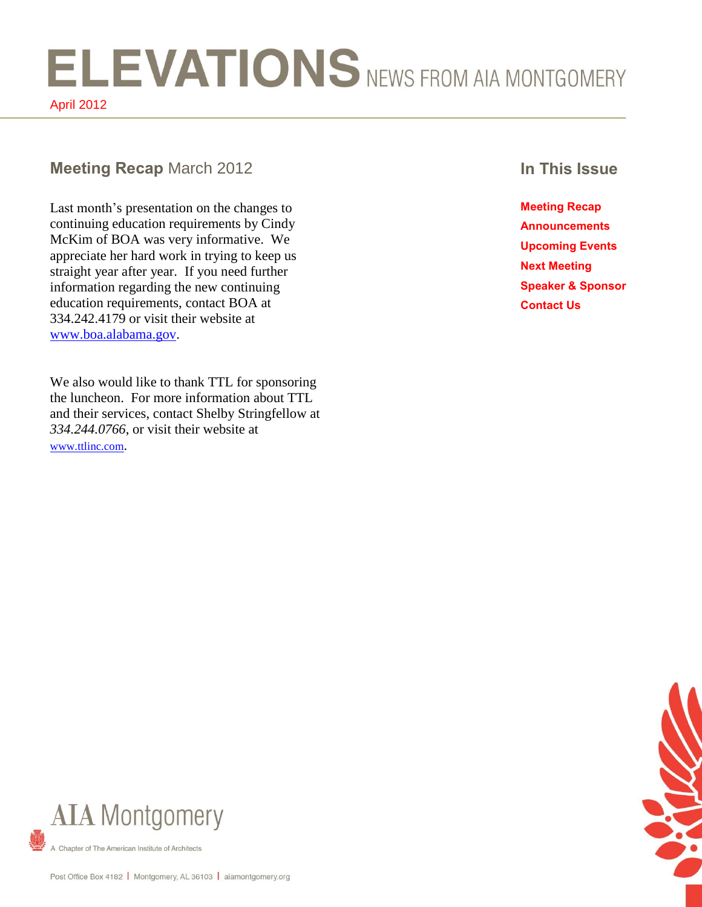# ELEVATIONS NEWS FROM AIA MONTGOMERY

April 2012

## Meeting Recap March 2012

Last month's presentation on the changes to continuing education requirements by Cindy McKim of BOA was very informative. We appreciate her hard work in trying to keep us straight year after year. If you need further information regarding the new continuing education requirements, contact BOA at 334.242.4179 or visit their website at www.boa.alabama.gov.

We also would like to thank TTL for sponsoring the luncheon. For more information about TTL and their services, contact Shelby Stringfellow at *334.244.0766*, or visit their website at www.ttlinc.com.

## In This Issue

- **Meeting Recap**
- **Announcements**
- **Upcoming Events**
- **Next Meeting**
- **Speaker & Sponsor**
- **Contact Us**

AIA Montgomery

A Chapter of The American Institute of Architects

Post Office Box 4182 | Montgomery, AL 36103 | aiamontgomery.org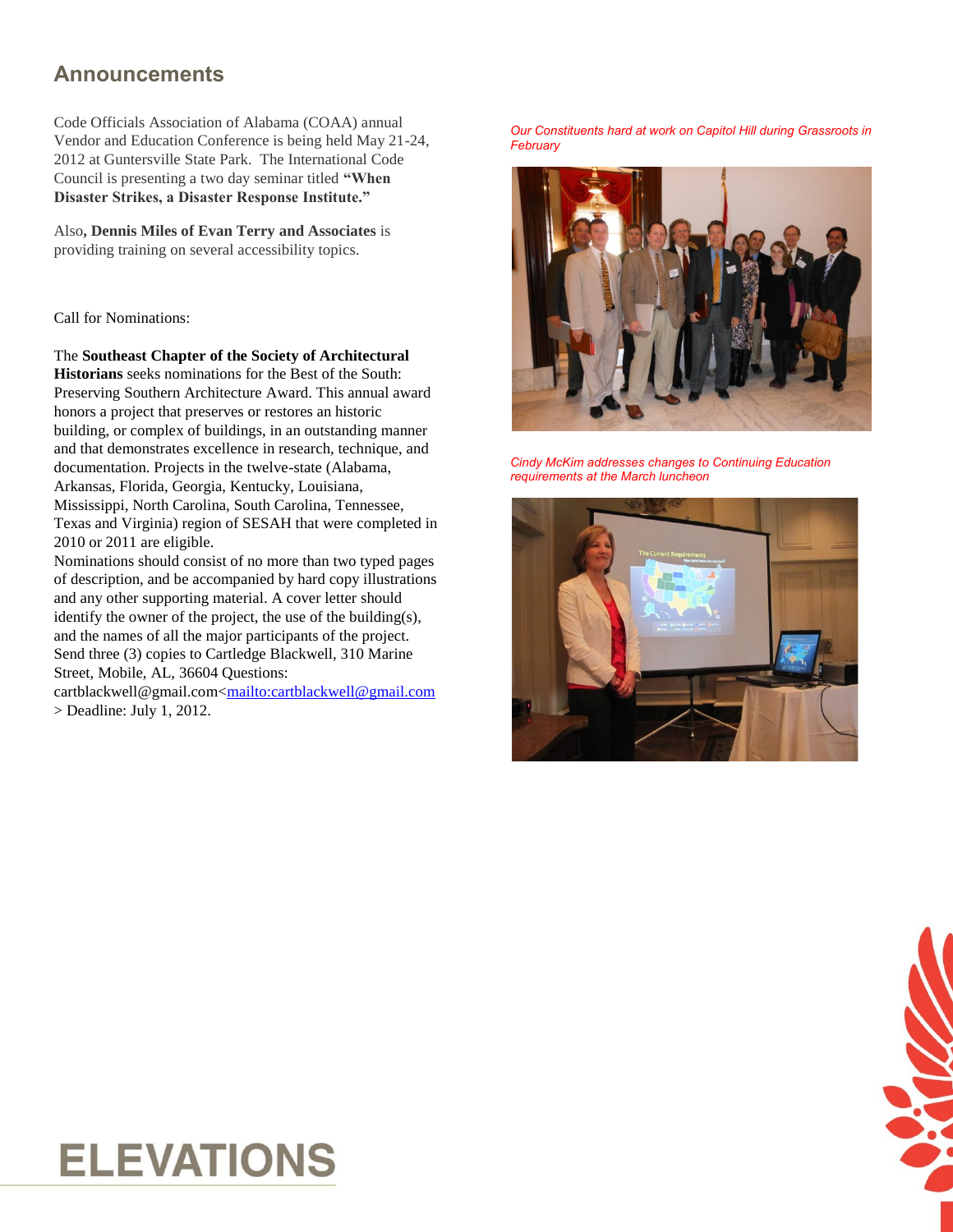## Announcements

Code Officials Association of Alabama (COAA) annual Vendor and Education Conference is being held May 21-24, 2012 at Guntersville State Park. The International Code Council is presenting a two day seminar titled **"When Disaster Strikes, a Disaster Response Institute."**

Also**, Dennis Miles of Evan Terry and Associates** is providing training on several accessibility topics.

Call for Nominations:

The **Southeast Chapter of the Society of Architectural Historians** seeks nominations for the Best of the South: Preserving Southern Architecture Award. This annual award honors a project that preserves or restores an historic building, or complex of buildings, in an outstanding manner and that demonstrates excellence in research, technique, and documentation. Projects in the twelve-state (Alabama, Arkansas, Florida, Georgia, Kentucky, Louisiana, Mississippi, North Carolina, South Carolina, Tennessee, Texas and Virginia) region of SESAH that were completed in 2010 or 2011 are eligible.

Nominations should consist of no more than two typed pages of description, and be accompanied by hard copy illustrations and any other supporting material. A cover letter should identify the owner of the project, the use of the building(s), and the names of all the major participants of the project. Send three (3) copies to Cartledge Blackwell, 310 Marine Street, Mobile, AL, 36604 Questions: cartblackwell@gmail.com<mailto:cartblackwell@gmail.com> Deadline: July 1, 2012.

*Our Constituents hard at work on Capitol Hill during Grassroots in February*

*Cindy McKim addresses changes to Continuing Education requirements at the March luncheon*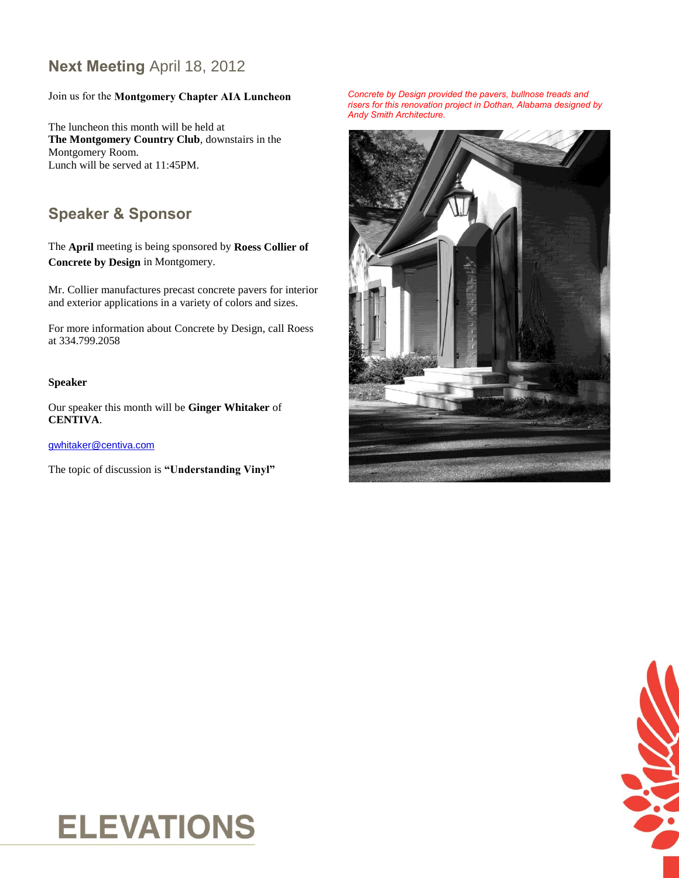## **Next Meeting** April 18, 2012

Join us for the **Montgomery Chapter AIA Luncheon**

The luncheon this month will be held at
**The Montgomery Country Club**, downstairs in the Montgomery Room.
Lunch will be served at 11:45PM.

## Speaker & Sponsor

The **April** meeting is being sponsored by **Roess Collier of Concrete by Design** in Montgomery.

Mr. Collier manufactures precast concrete pavers for interior and exterior applications in a variety of colors and sizes.

For more information about Concrete by Design, call Roess at 334.799.2058

**Speaker**

Our speaker this month will be **Ginger Whitaker** of **CENTIVA**.

gwhitaker@centiva.com

The topic of discussion is **"Understanding Vinyl"**

*Concrete by Design provided the pavers, bullnose treads and risers for this renovation project in Dothan, Alabama designed by Andy Smith Architecture.*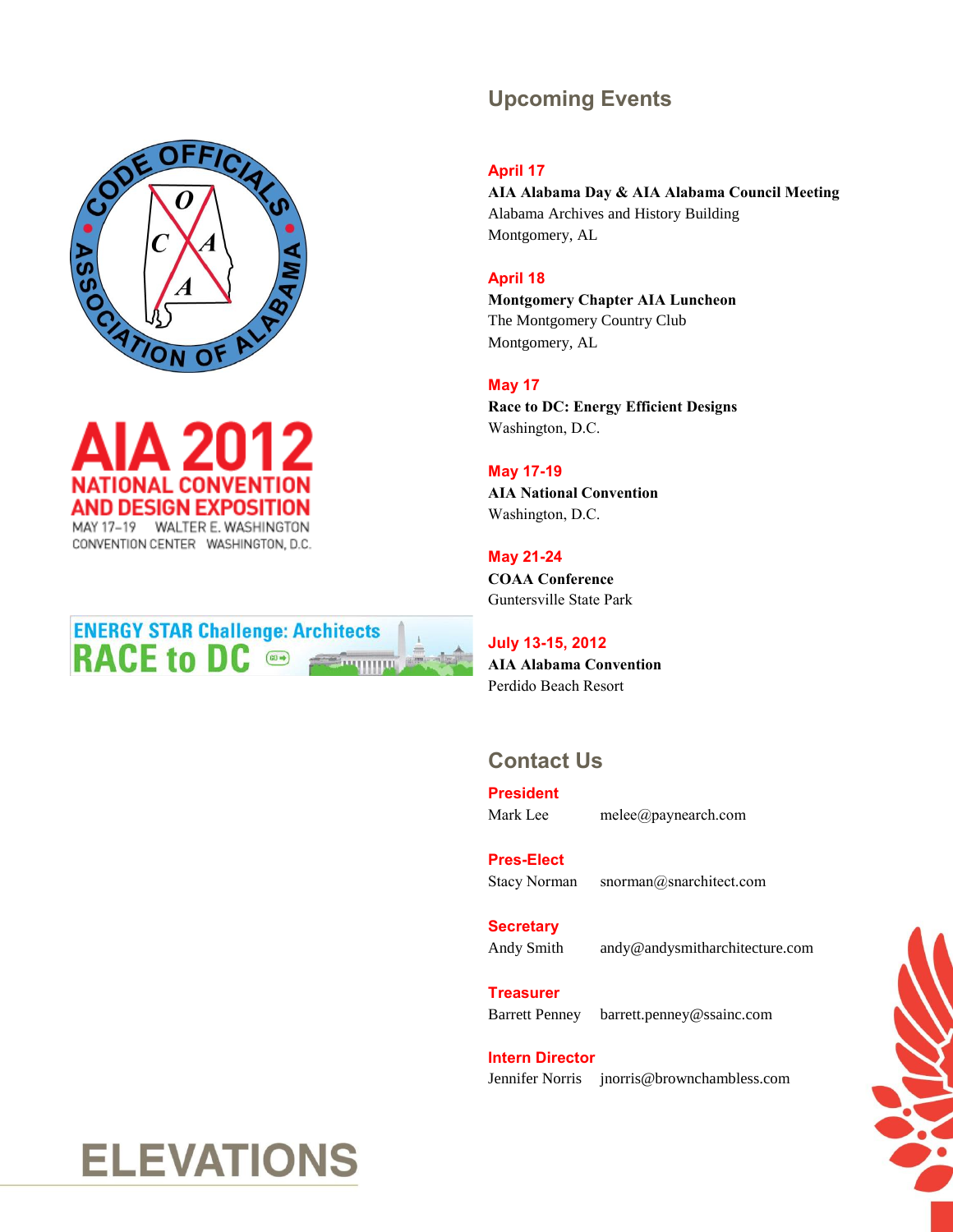CODE OFFICIALS ASSOCIATION OF ALABAMA

AIA 2012 NATIONAL CONVENTION AND DESIGN EXPOSITION
MAY 17–19 WALTER E. WASHINGTON CONVENTION CENTER WASHINGTON, D.C.

ENERGY STAR Challenge: Architects
RACE to DC

## Upcoming Events

**April 17**
**AIA Alabama Day & AIA Alabama Council Meeting**
Alabama Archives and History Building
Montgomery, AL

**April 18**
**Montgomery Chapter AIA Luncheon**
The Montgomery Country Club
Montgomery, AL

**May 17**
**Race to DC: Energy Efficient Designs**
Washington, D.C.

**May 17-19**
**AIA National Convention**
Washington, D.C.

**May 21-24**
**COAA Conference**
Guntersville State Park

**July 13-15, 2012**
**AIA Alabama Convention**
Perdido Beach Resort

## Contact Us

**President**
Mark Lee melee@paynearch.com

**Pres-Elect**
Stacy Norman snorman@snarchitect.com

**Secretary**
Andy Smith andy@andysmitharchitecture.com

**Treasurer**
Barrett Penney barrett.penney@ssainc.com

**Intern Director**
Jennifer Norris jnorris@brownchambless.com